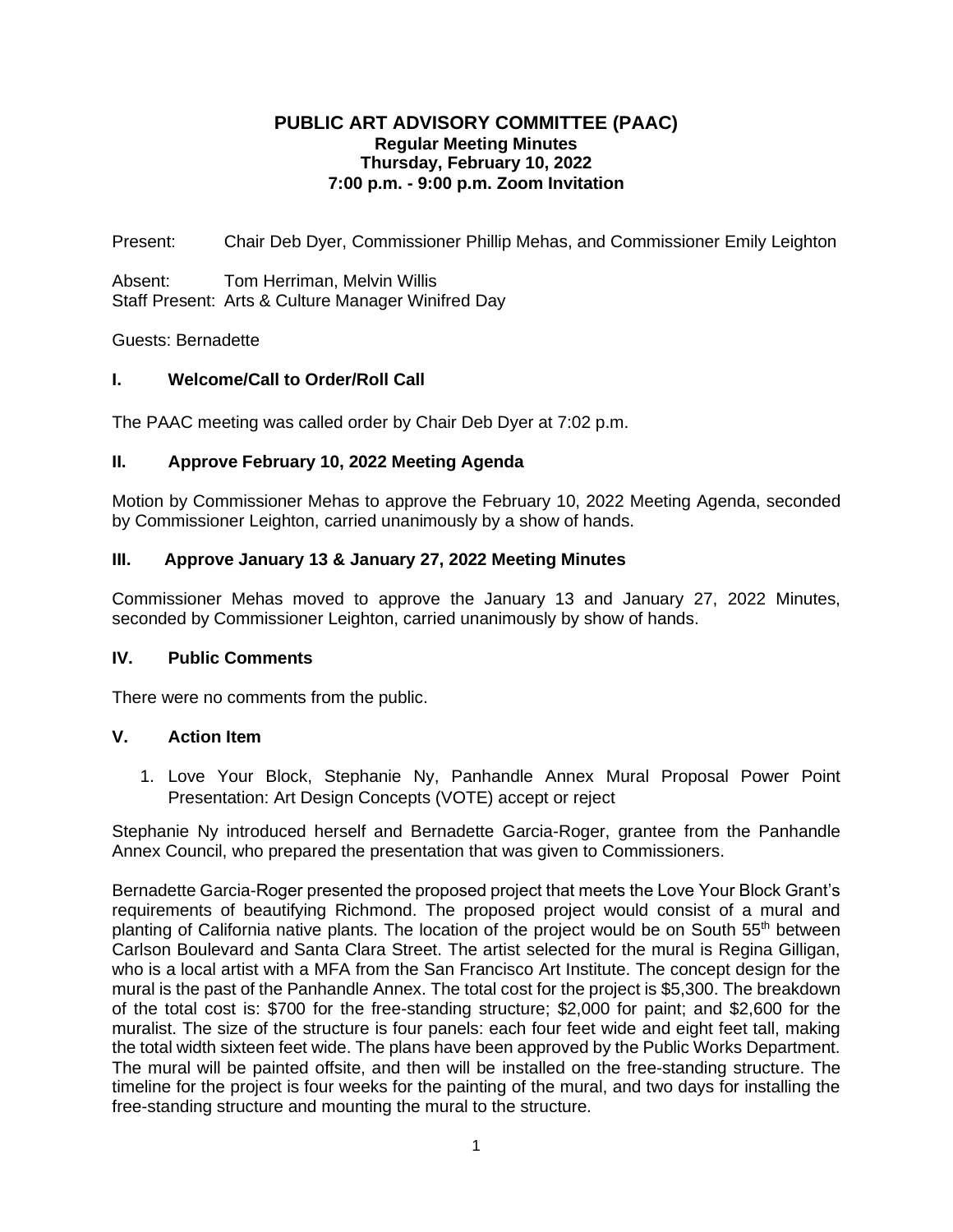# PUBLIC ART ADVISORY COMMITTEE (PAAC)

**Regular Meeting Minutes**
**Thursday, February 10, 2022**
**7:00 p.m. - 9:00 p.m. Zoom Invitation**

Present: Chair Deb Dyer, Commissioner Phillip Mehas, and Commissioner Emily Leighton

Absent: Tom Herriman, Melvin Willis
Staff Present: Arts & Culture Manager Winifred Day

Guests: Bernadette

## I. Welcome/Call to Order/Roll Call

The PAAC meeting was called order by Chair Deb Dyer at 7:02 p.m.

## II. Approve February 10, 2022 Meeting Agenda

Motion by Commissioner Mehas to approve the February 10, 2022 Meeting Agenda, seconded by Commissioner Leighton, carried unanimously by a show of hands.

## III. Approve January 13 & January 27, 2022 Meeting Minutes

Commissioner Mehas moved to approve the January 13 and January 27, 2022 Minutes, seconded by Commissioner Leighton, carried unanimously by show of hands.

## IV. Public Comments

There were no comments from the public.

## V. Action Item

1. Love Your Block, Stephanie Ny, Panhandle Annex Mural Proposal Power Point Presentation: Art Design Concepts (VOTE) accept or reject

Stephanie Ny introduced herself and Bernadette Garcia-Roger, grantee from the Panhandle Annex Council, who prepared the presentation that was given to Commissioners.

Bernadette Garcia-Roger presented the proposed project that meets the Love Your Block Grant's requirements of beautifying Richmond. The proposed project would consist of a mural and planting of California native plants. The location of the project would be on South 55th between Carlson Boulevard and Santa Clara Street. The artist selected for the mural is Regina Gilligan, who is a local artist with a MFA from the San Francisco Art Institute. The concept design for the mural is the past of the Panhandle Annex. The total cost for the project is $5,300. The breakdown of the total cost is: $700 for the free-standing structure; $2,000 for paint; and $2,600 for the muralist. The size of the structure is four panels: each four feet wide and eight feet tall, making the total width sixteen feet wide. The plans have been approved by the Public Works Department. The mural will be painted offsite, and then will be installed on the free-standing structure. The timeline for the project is four weeks for the painting of the mural, and two days for installing the free-standing structure and mounting the mural to the structure.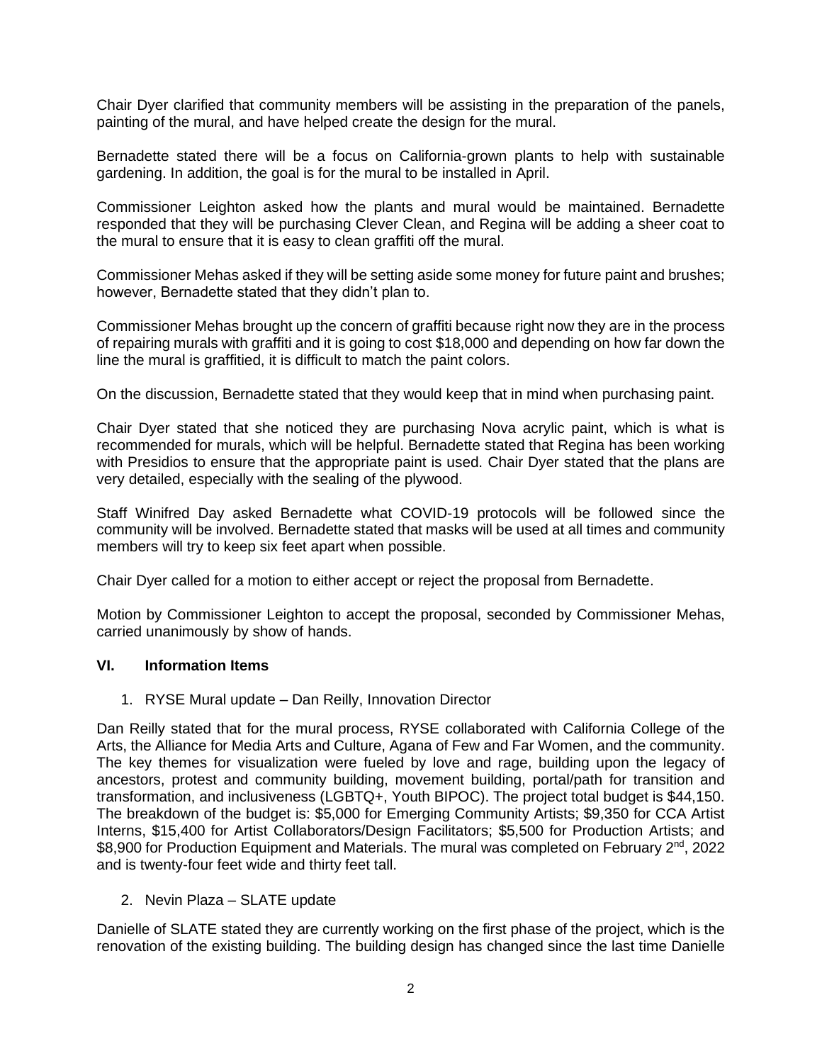Chair Dyer clarified that community members will be assisting in the preparation of the panels, painting of the mural, and have helped create the design for the mural.

Bernadette stated there will be a focus on California-grown plants to help with sustainable gardening. In addition, the goal is for the mural to be installed in April.

Commissioner Leighton asked how the plants and mural would be maintained. Bernadette responded that they will be purchasing Clever Clean, and Regina will be adding a sheer coat to the mural to ensure that it is easy to clean graffiti off the mural.

Commissioner Mehas asked if they will be setting aside some money for future paint and brushes; however, Bernadette stated that they didn't plan to.

Commissioner Mehas brought up the concern of graffiti because right now they are in the process of repairing murals with graffiti and it is going to cost $18,000 and depending on how far down the line the mural is graffitied, it is difficult to match the paint colors.

On the discussion, Bernadette stated that they would keep that in mind when purchasing paint.

Chair Dyer stated that she noticed they are purchasing Nova acrylic paint, which is what is recommended for murals, which will be helpful. Bernadette stated that Regina has been working with Presidios to ensure that the appropriate paint is used. Chair Dyer stated that the plans are very detailed, especially with the sealing of the plywood.

Staff Winifred Day asked Bernadette what COVID-19 protocols will be followed since the community will be involved. Bernadette stated that masks will be used at all times and community members will try to keep six feet apart when possible.

Chair Dyer called for a motion to either accept or reject the proposal from Bernadette.

Motion by Commissioner Leighton to accept the proposal, seconded by Commissioner Mehas, carried unanimously by show of hands.

## VI. Information Items

1. RYSE Mural update – Dan Reilly, Innovation Director

Dan Reilly stated that for the mural process, RYSE collaborated with California College of the Arts, the Alliance for Media Arts and Culture, Agana of Few and Far Women, and the community. The key themes for visualization were fueled by love and rage, building upon the legacy of ancestors, protest and community building, movement building, portal/path for transition and transformation, and inclusiveness (LGBTQ+, Youth BIPOC). The project total budget is $44,150. The breakdown of the budget is: $5,000 for Emerging Community Artists; $9,350 for CCA Artist Interns, $15,400 for Artist Collaborators/Design Facilitators; $5,500 for Production Artists; and $8,900 for Production Equipment and Materials. The mural was completed on February 2nd, 2022 and is twenty-four feet wide and thirty feet tall.

2. Nevin Plaza – SLATE update

Danielle of SLATE stated they are currently working on the first phase of the project, which is the renovation of the existing building. The building design has changed since the last time Danielle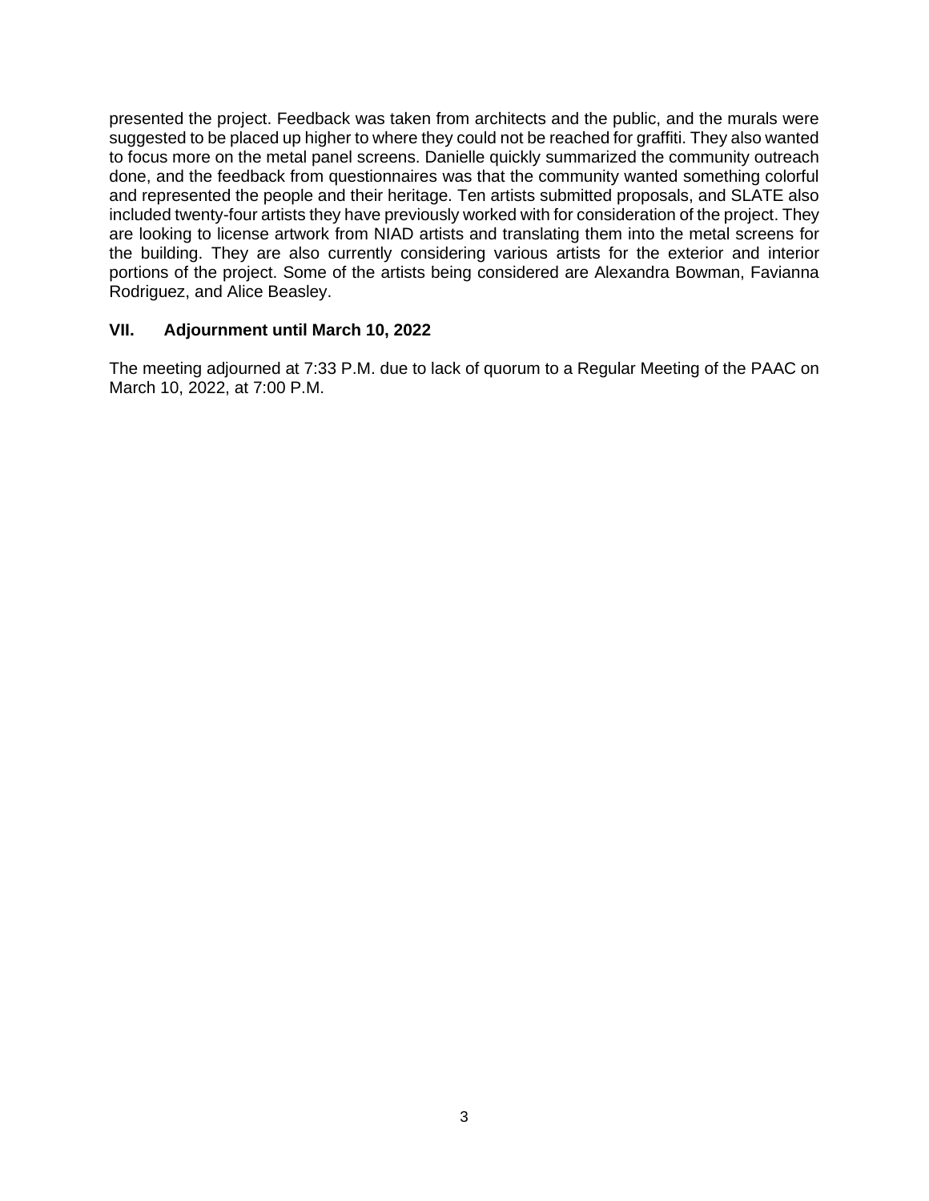presented the project. Feedback was taken from architects and the public, and the murals were suggested to be placed up higher to where they could not be reached for graffiti. They also wanted to focus more on the metal panel screens. Danielle quickly summarized the community outreach done, and the feedback from questionnaires was that the community wanted something colorful and represented the people and their heritage. Ten artists submitted proposals, and SLATE also included twenty-four artists they have previously worked with for consideration of the project. They are looking to license artwork from NIAD artists and translating them into the metal screens for the building. They are also currently considering various artists for the exterior and interior portions of the project. Some of the artists being considered are Alexandra Bowman, Favianna Rodriguez, and Alice Beasley.

### VII. Adjournment until March 10, 2022

The meeting adjourned at 7:33 P.M. due to lack of quorum to a Regular Meeting of the PAAC on March 10, 2022, at 7:00 P.M.